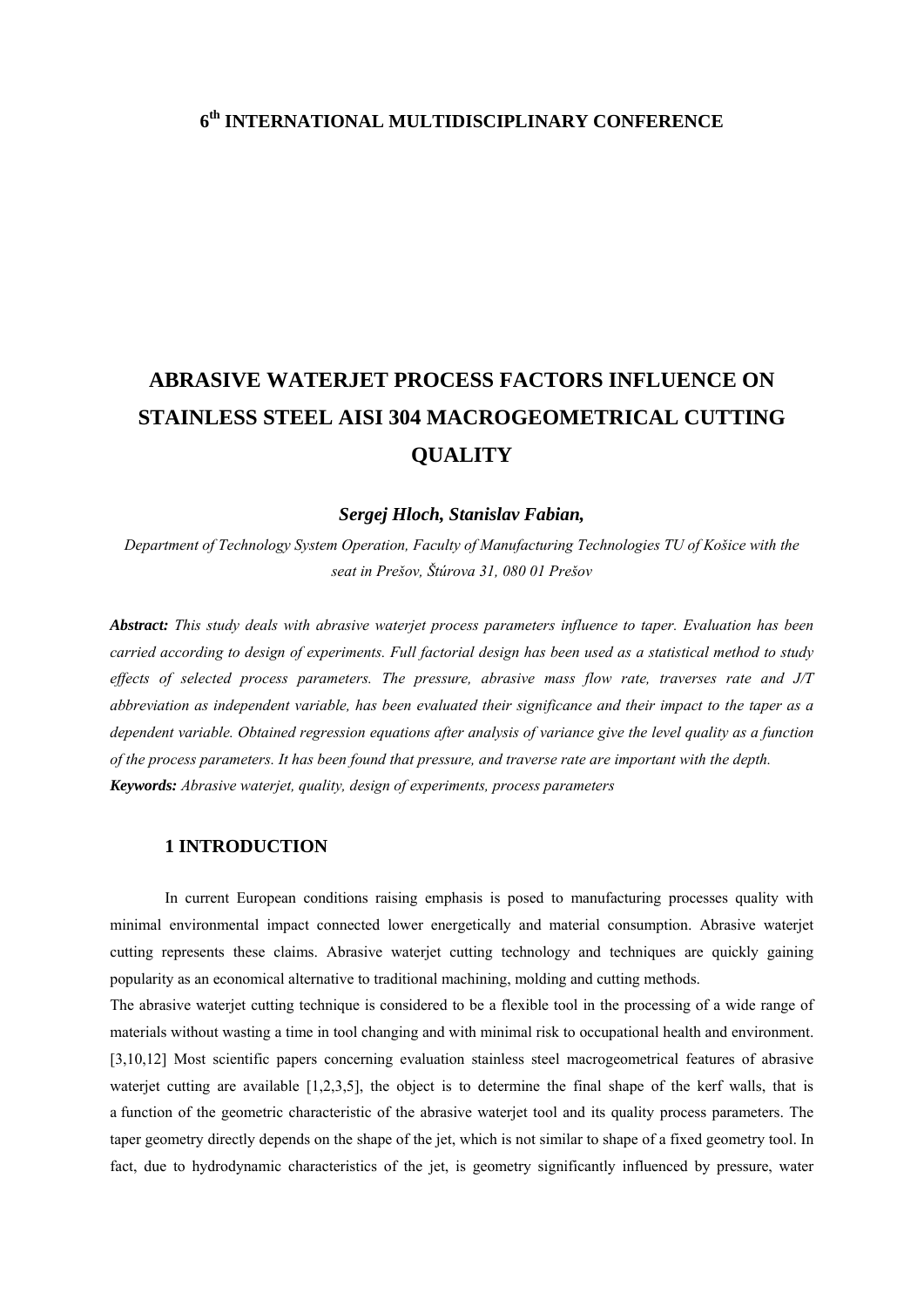**6th INTERNATIONAL MULTIDISCIPLINARY CONFERENCE**

# ABRASIVE WATERJET PROCESS FACTORS INFLUENCE ON STAINLESS STEEL AISI 304 MACROGEOMETRICAL CUTTING QUALITY

***Sergej Hloch, Stanislav Fabian,***

*Department of Technology System Operation, Faculty of Manufacturing Technologies TU of Košice with the seat in Prešov, Štúrova 31, 080 01 Prešov*

***Abstract:*** *This study deals with abrasive waterjet process parameters influence to taper. Evaluation has been carried according to design of experiments. Full factorial design has been used as a statistical method to study effects of selected process parameters. The pressure, abrasive mass flow rate, traverses rate and J/T abbreviation as independent variable, has been evaluated their significance and their impact to the taper as a dependent variable. Obtained regression equations after analysis of variance give the level quality as a function of the process parameters. It has been found that pressure, and traverse rate are important with the depth.*

***Keywords:*** *Abrasive waterjet, quality, design of experiments, process parameters*

## 1 INTRODUCTION

In current European conditions raising emphasis is posed to manufacturing processes quality with minimal environmental impact connected lower energetically and material consumption. Abrasive waterjet cutting represents these claims. Abrasive waterjet cutting technology and techniques are quickly gaining popularity as an economical alternative to traditional machining, molding and cutting methods.

The abrasive waterjet cutting technique is considered to be a flexible tool in the processing of a wide range of materials without wasting a time in tool changing and with minimal risk to occupational health and environment. [3,10,12] Most scientific papers concerning evaluation stainless steel macrogeometrical features of abrasive waterjet cutting are available [1,2,3,5], the object is to determine the final shape of the kerf walls, that is a function of the geometric characteristic of the abrasive waterjet tool and its quality process parameters. The taper geometry directly depends on the shape of the jet, which is not similar to shape of a fixed geometry tool. In fact, due to hydrodynamic characteristics of the jet, is geometry significantly influenced by pressure, water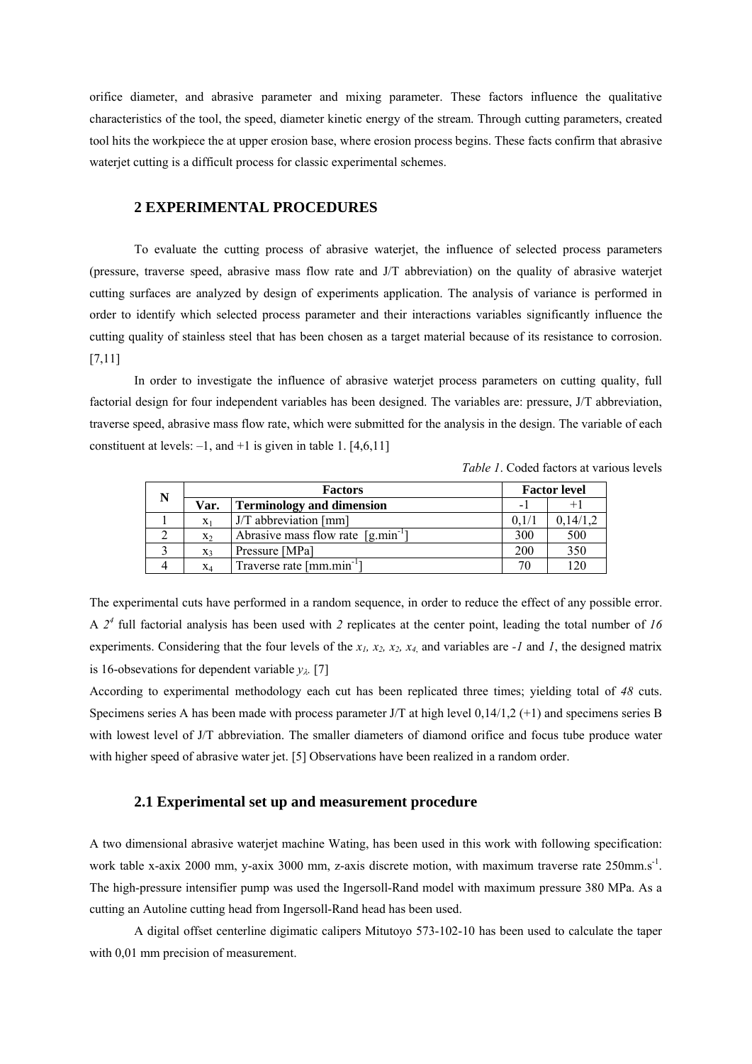orifice diameter, and abrasive parameter and mixing parameter. These factors influence the qualitative characteristics of the tool, the speed, diameter kinetic energy of the stream. Through cutting parameters, created tool hits the workpiece the at upper erosion base, where erosion process begins. These facts confirm that abrasive waterjet cutting is a difficult process for classic experimental schemes.

## 2 EXPERIMENTAL PROCEDURES

To evaluate the cutting process of abrasive waterjet, the influence of selected process parameters (pressure, traverse speed, abrasive mass flow rate and J/T abbreviation) on the quality of abrasive waterjet cutting surfaces are analyzed by design of experiments application. The analysis of variance is performed in order to identify which selected process parameter and their interactions variables significantly influence the cutting quality of stainless steel that has been chosen as a target material because of its resistance to corrosion. [7,11]

In order to investigate the influence of abrasive waterjet process parameters on cutting quality, full factorial design for four independent variables has been designed. The variables are: pressure, J/T abbreviation, traverse speed, abrasive mass flow rate, which were submitted for the analysis in the design. The variable of each constituent at levels: –1, and +1 is given in table 1. [4,6,11]

*Table 1*. Coded factors at various levels

| N | Factors | | Factor level | |
|---|---|---|---|---|
| | Var. | Terminology and dimension | -1 | +1 |
| 1 | $x_1$ | J/T abbreviation [mm] | 0,1/1 | 0,14/1,2 |
| 2 | $x_2$ | Abrasive mass flow rate [$g.min^{-1}$] | 300 | 500 |
| 3 | $x_3$ | Pressure [MPa] | 200 | 350 |
| 4 | $x_4$ | Traverse rate [$mm.min^{-1}$] | 70 | 120 |

The experimental cuts have performed in a random sequence, in order to reduce the effect of any possible error. A $2^4$ full factorial analysis has been used with *2* replicates at the center point, leading the total number of *16* experiments. Considering that the four levels of the $x_1$, $x_2$, $x_2$, $x_4$, and variables are *-1* and *1*, the designed matrix is 16-obsevations for dependent variable $y_\lambda$. [7]

According to experimental methodology each cut has been replicated three times; yielding total of *48* cuts. Specimens series A has been made with process parameter J/T at high level 0,14/1,2 (+1) and specimens series B with lowest level of J/T abbreviation. The smaller diameters of diamond orifice and focus tube produce water with higher speed of abrasive water jet. [5] Observations have been realized in a random order.

### 2.1 Experimental set up and measurement procedure

A two dimensional abrasive waterjet machine Wating, has been used in this work with following specification: work table x-axix 2000 mm, y-axix 3000 mm, z-axis discrete motion, with maximum traverse rate $250 mm.s^{-1}$. The high-pressure intensifier pump was used the Ingersoll-Rand model with maximum pressure 380 MPa. As a cutting an Autoline cutting head from Ingersoll-Rand head has been used.

A digital offset centerline digimatic calipers Mitutoyo 573-102-10 has been used to calculate the taper with 0,01 mm precision of measurement.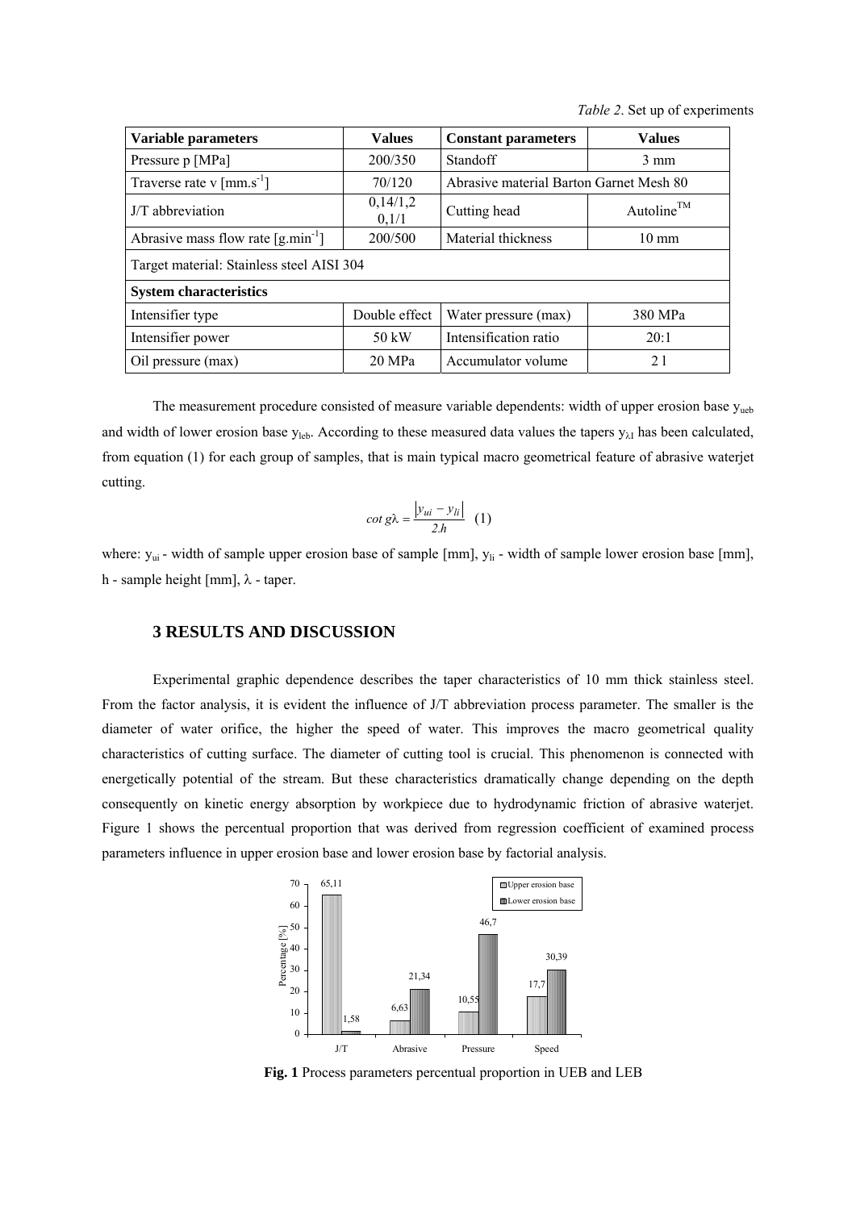*Table 2*. Set up of experiments

| Variable parameters | Values | Constant parameters | Values |
|---|---|---|---|
| Pressure p [MPa] | 200/350 | Standoff | 3 mm |
| Traverse rate v [mm.s$^{-1}$] | 70/120 | Abrasive material Barton Garnet Mesh 80 | |
| J/T abbreviation | 0,14/1,2 0,1/1 | Cutting head | Autoline$^{TM}$ |
| Abrasive mass flow rate [g.min$^{-1}$] | 200/500 | Material thickness | 10 mm |
| Target material: Stainless steel AISI 304 | | | |
| **System characteristics** | | | |
| Intensifier type | Double effect | Water pressure (max) | 380 MPa |
| Intensifier power | 50 kW | Intensification ratio | 20:1 |
| Oil pressure (max) | 20 MPa | Accumulator volume | 2 l |

The measurement procedure consisted of measure variable dependents: width of upper erosion base $y_{ueb}$ and width of lower erosion base $y_{leb}$. According to these measured data values the tapers $y_{\lambda I}$ has been calculated, from equation (1) for each group of samples, that is main typical macro geometrical feature of abrasive waterjet cutting.

$$cot\,g\lambda = \frac{|y_{ui} - y_{li}|}{2.h} \quad (1)$$

where: $y_{ui}$ - width of sample upper erosion base of sample [mm], $y_{li}$ - width of sample lower erosion base [mm], h - sample height [mm], $\lambda$ - taper.

## 3 RESULTS AND DISCUSSION

Experimental graphic dependence describes the taper characteristics of 10 mm thick stainless steel. From the factor analysis, it is evident the influence of J/T abbreviation process parameter. The smaller is the diameter of water orifice, the higher the speed of water. This improves the macro geometrical quality characteristics of cutting surface. The diameter of cutting tool is crucial. This phenomenon is connected with energetically potential of the stream. But these characteristics dramatically change depending on the depth consequently on kinetic energy absorption by workpiece due to hydrodynamic friction of abrasive waterjet. Figure 1 shows the percentual proportion that was derived from regression coefficient of examined process parameters influence in upper erosion base and lower erosion base by factorial analysis.

| Parameter | Upper erosion base [%] | Lower erosion base [%] |
|---|---|---|
| J/T | 65,11 | 1,58 |
| Abrasive | 6,63 | 21,34 |
| Pressure | 10,55 | 46,7 |
| Speed | 17,7 | 30,39 |

**Fig. 1** Process parameters percentual proportion in UEB and LEB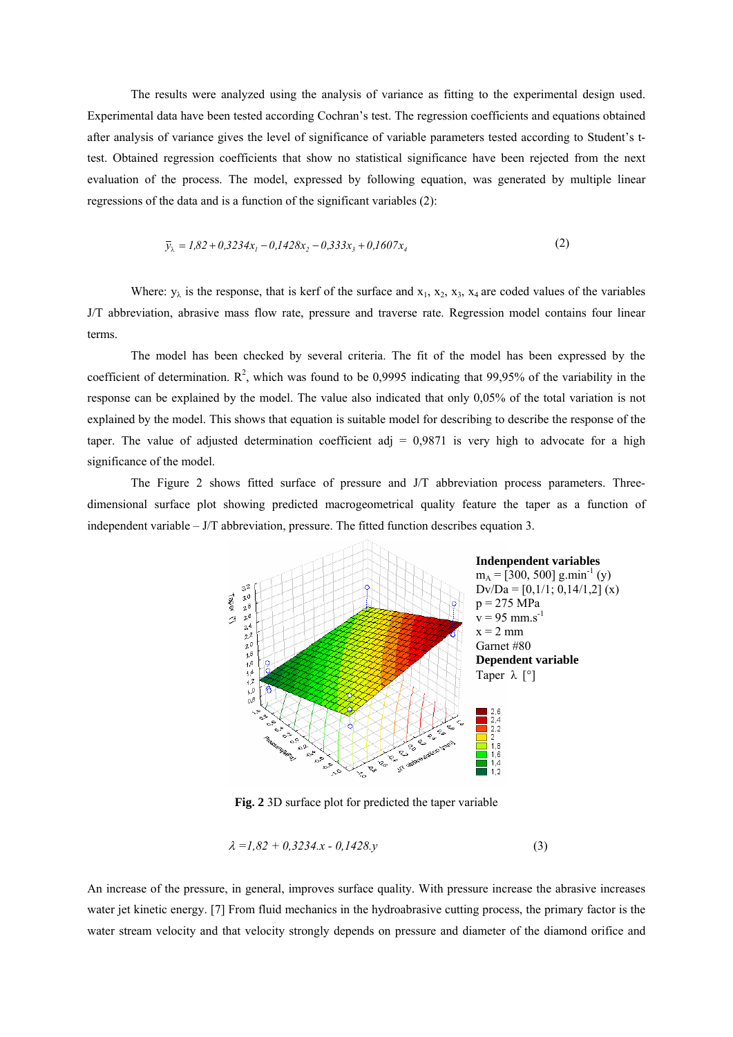The results were analyzed using the analysis of variance as fitting to the experimental design used. Experimental data have been tested according Cochran's test. The regression coefficients and equations obtained after analysis of variance gives the level of significance of variable parameters tested according to Student's t-test. Obtained regression coefficients that show no statistical significance have been rejected from the next evaluation of the process. The model, expressed by following equation, was generated by multiple linear regressions of the data and is a function of the significant variables (2):

$$\bar{y}_{\lambda} = 1{,}82 + 0{,}3234x_1 - 0{,}1428x_2 - 0{,}333x_3 + 0{,}1607x_4 \qquad (2)$$

Where: $y_{\lambda}$ is the response, that is kerf of the surface and $x_1$, $x_2$, $x_3$, $x_4$ are coded values of the variables J/T abbreviation, abrasive mass flow rate, pressure and traverse rate. Regression model contains four linear terms.

The model has been checked by several criteria. The fit of the model has been expressed by the coefficient of determination. $R^2$, which was found to be 0,9995 indicating that 99,95% of the variability in the response can be explained by the model. The value also indicated that only 0,05% of the total variation is not explained by the model. This shows that equation is suitable model for describing to describe the response of the taper. The value of adjusted determination coefficient adj = 0,9871 is very high to advocate for a high significance of the model.

The Figure 2 shows fitted surface of pressure and J/T abbreviation process parameters. Three-dimensional surface plot showing predicted macrogeometrical quality feature the taper as a function of independent variable – J/T abbreviation, pressure. The fitted function describes equation 3.

**Indenpendent variables**
$m_A$ = [300, 500] g.min$^{-1}$ (y)
Dv/Da = [0,1/1; 0,14/1,2] (x)
p = 275 MPa
v = 95 mm.s$^{-1}$
x = 2 mm
Garnet #80
**Dependent variable**
Taper λ [°]

**Fig. 2** 3D surface plot for predicted the taper variable

$$\lambda = 1{,}82 + 0{,}3234.x - 0{,}1428.y \qquad (3)$$

An increase of the pressure, in general, improves surface quality. With pressure increase the abrasive increases water jet kinetic energy. [7] From fluid mechanics in the hydroabrasive cutting process, the primary factor is the water stream velocity and that velocity strongly depends on pressure and diameter of the diamond orifice and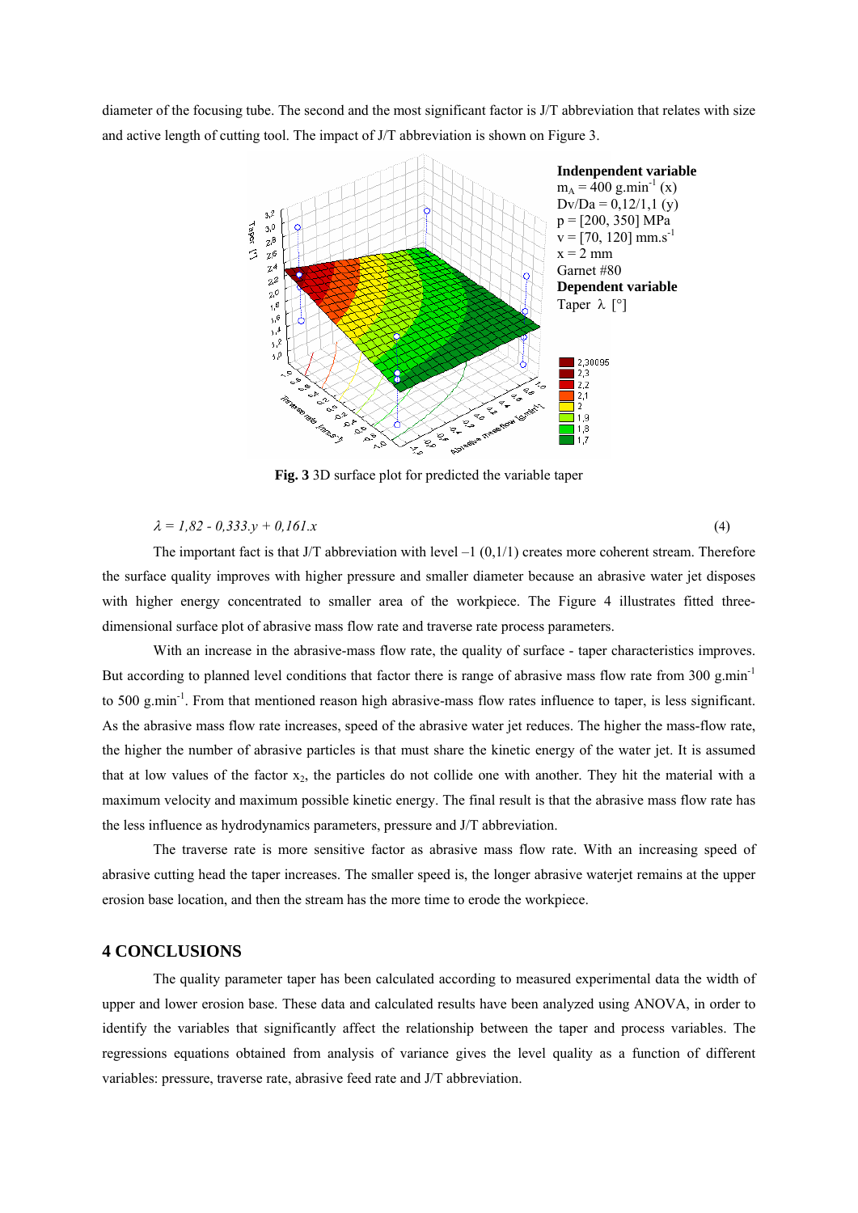diameter of the focusing tube. The second and the most significant factor is J/T abbreviation that relates with size and active length of cutting tool. The impact of J/T abbreviation is shown on Figure 3.

**Fig. 3** 3D surface plot for predicted the variable taper

$$\lambda = 1{,}82 - 0{,}333.y + 0{,}161.x \qquad (4)$$

The important fact is that J/T abbreviation with level –1 (0,1/1) creates more coherent stream. Therefore the surface quality improves with higher pressure and smaller diameter because an abrasive water jet disposes with higher energy concentrated to smaller area of the workpiece. The Figure 4 illustrates fitted three-dimensional surface plot of abrasive mass flow rate and traverse rate process parameters.

With an increase in the abrasive-mass flow rate, the quality of surface - taper characteristics improves. But according to planned level conditions that factor there is range of abrasive mass flow rate from 300 g.min$^{-1}$ to 500 g.min$^{-1}$. From that mentioned reason high abrasive-mass flow rates influence to taper, is less significant. As the abrasive mass flow rate increases, speed of the abrasive water jet reduces. The higher the mass-flow rate, the higher the number of abrasive particles is that must share the kinetic energy of the water jet. It is assumed that at low values of the factor $x_2$, the particles do not collide one with another. They hit the material with a maximum velocity and maximum possible kinetic energy. The final result is that the abrasive mass flow rate has the less influence as hydrodynamics parameters, pressure and J/T abbreviation.

The traverse rate is more sensitive factor as abrasive mass flow rate. With an increasing speed of abrasive cutting head the taper increases. The smaller speed is, the longer abrasive waterjet remains at the upper erosion base location, and then the stream has the more time to erode the workpiece.

## 4 CONCLUSIONS

The quality parameter taper has been calculated according to measured experimental data the width of upper and lower erosion base. These data and calculated results have been analyzed using ANOVA, in order to identify the variables that significantly affect the relationship between the taper and process variables. The regressions equations obtained from analysis of variance gives the level quality as a function of different variables: pressure, traverse rate, abrasive feed rate and J/T abbreviation.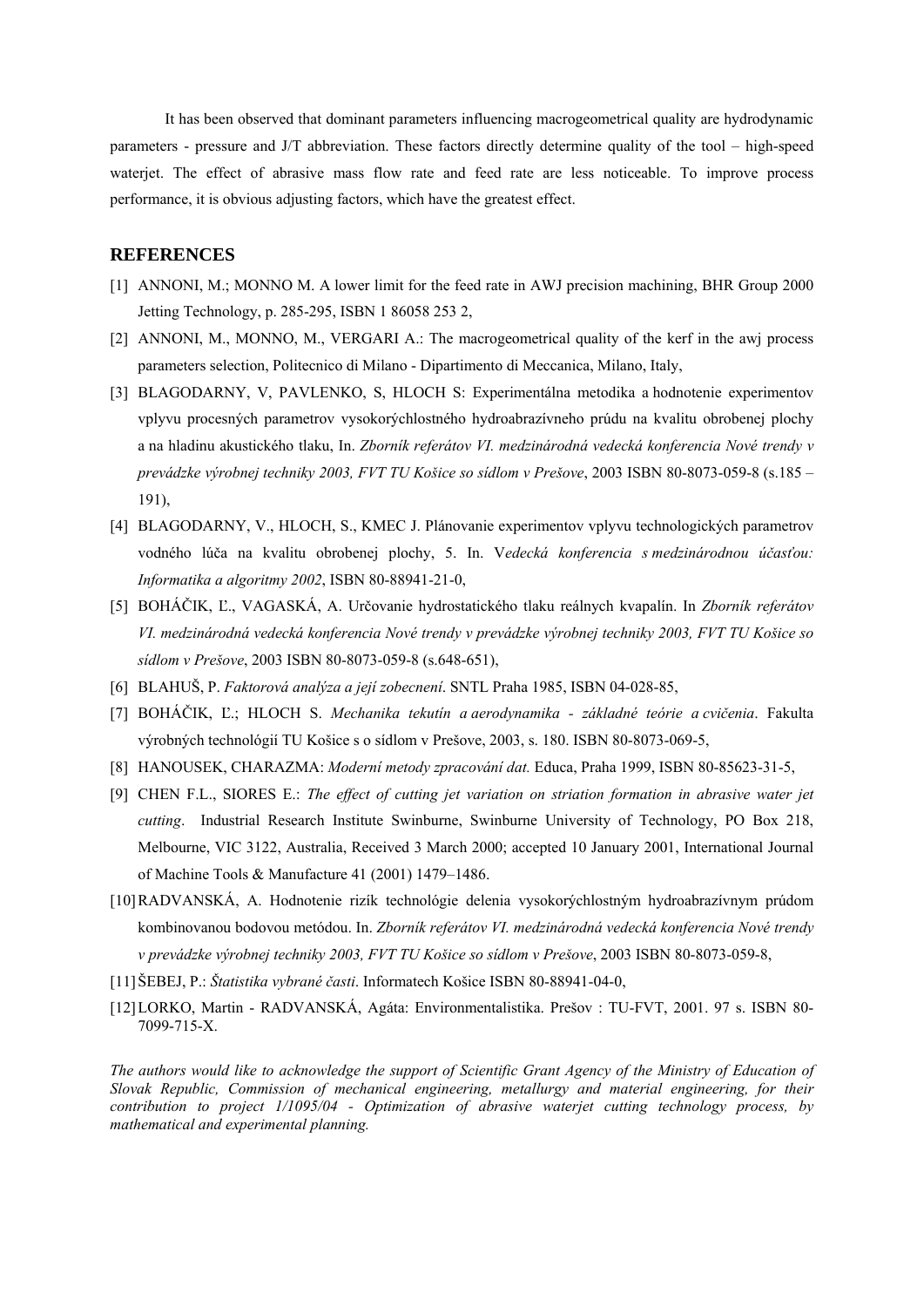It has been observed that dominant parameters influencing macrogeometrical quality are hydrodynamic parameters - pressure and J/T abbreviation. These factors directly determine quality of the tool – high-speed waterjet. The effect of abrasive mass flow rate and feed rate are less noticeable. To improve process performance, it is obvious adjusting factors, which have the greatest effect.

## REFERENCES

[1] ANNONI, M.; MONNO M. A lower limit for the feed rate in AWJ precision machining, BHR Group 2000 Jetting Technology, p. 285-295, ISBN 1 86058 253 2,

[2] ANNONI, M., MONNO, M., VERGARI A.: The macrogeometrical quality of the kerf in the awj process parameters selection, Politecnico di Milano - Dipartimento di Meccanica, Milano, Italy,

[3] BLAGODARNY, V, PAVLENKO, S, HLOCH S: Experimentálna metodika a hodnotenie experimentov vplyvu procesných parametrov vysokorýchlostného hydroabrazívneho prúdu na kvalitu obrobenej plochy a na hladinu akustického tlaku, In. *Zborník referátov VI. medzinárodná vedecká konferencia Nové trendy v prevádzke výrobnej techniky 2003, FVT TU Košice so sídlom v Prešove*, 2003 ISBN 80-8073-059-8 (s.185 – 191),

[4] BLAGODARNY, V., HLOCH, S., KMEC J. Plánovanie experimentov vplyvu technologických parametrov vodného lúča na kvalitu obrobenej plochy, 5. In. V*edecká konferencia s medzinárodnou účasťou: Informatika a algoritmy 2002*, ISBN 80-88941-21-0,

[5] BOHÁČIK, Ľ., VAGASKÁ, A. Určovanie hydrostatického tlaku reálnych kvapalín. In *Zborník referátov VI. medzinárodná vedecká konferencia Nové trendy v prevádzke výrobnej techniky 2003, FVT TU Košice so sídlom v Prešove*, 2003 ISBN 80-8073-059-8 (s.648-651),

[6] BLAHUŠ, P. *Faktorová analýza a její zobecnení*. SNTL Praha 1985, ISBN 04-028-85,

[7] BOHÁČIK, Ľ.; HLOCH S. *Mechanika tekutín a aerodynamika - základné teórie a cvičenia*. Fakulta výrobných technológií TU Košice s o sídlom v Prešove, 2003, s. 180. ISBN 80-8073-069-5,

[8] HANOUSEK, CHARAZMA: *Moderní metody zpracování dat.* Educa, Praha 1999, ISBN 80-85623-31-5,

[9] CHEN F.L., SIORES E.: *The effect of cutting jet variation on striation formation in abrasive water jet cutting*. Industrial Research Institute Swinburne, Swinburne University of Technology, PO Box 218, Melbourne, VIC 3122, Australia, Received 3 March 2000; accepted 10 January 2001, International Journal of Machine Tools & Manufacture 41 (2001) 1479–1486.

[10] RADVANSKÁ, A. Hodnotenie rizík technológie delenia vysokorýchlostným hydroabrazívnym prúdom kombinovanou bodovou metódou. In. *Zborník referátov VI. medzinárodná vedecká konferencia Nové trendy v prevádzke výrobnej techniky 2003, FVT TU Košice so sídlom v Prešove*, 2003 ISBN 80-8073-059-8,

[11] ŠEBEJ, P.: *Štatistika vybrané časti*. Informatech Košice ISBN 80-88941-04-0,

[12] LORKO, Martin - RADVANSKÁ, Agáta: Environmentalistika. Prešov : TU-FVT, 2001. 97 s. ISBN 80-7099-715-X.

*The authors would like to acknowledge the support of Scientific Grant Agency of the Ministry of Education of Slovak Republic, Commission of mechanical engineering, metallurgy and material engineering, for their contribution to project 1/1095/04 - Optimization of abrasive waterjet cutting technology process, by mathematical and experimental planning.*